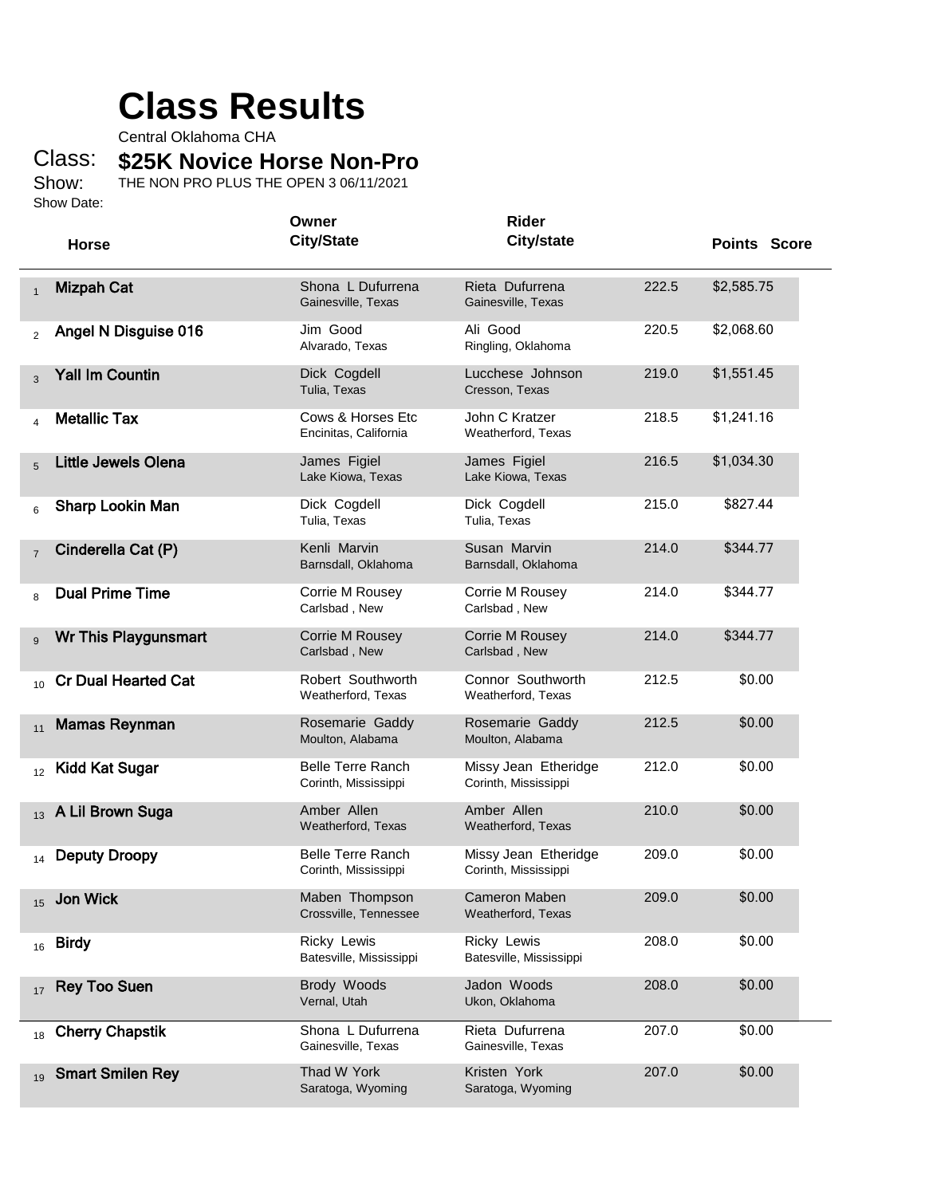# Class Results

Central Oklahoma CHA

Class: **$25K Novice Horse Non-Pro**

Show: THE NON PRO PLUS THE OPEN 3 06/11/2021

Show Date:

| | Horse | Owner City/State | Rider City/state | Points | Score |
|---|---|---|---|---|---|
| 1 | **Mizpah Cat** | Shona L Dufurrena<br>Gainesville, Texas | Rieta Dufurrena<br>Gainesville, Texas | 222.5 | $2,585.75 |
| 2 | **Angel N Disguise 016** | Jim Good<br>Alvarado, Texas | Ali Good<br>Ringling, Oklahoma | 220.5 | $2,068.60 |
| 3 | **Yall Im Countin** | Dick Cogdell<br>Tulia, Texas | Lucchese Johnson<br>Cresson, Texas | 219.0 | $1,551.45 |
| 4 | **Metallic Tax** | Cows & Horses Etc<br>Encinitas, California | John C Kratzer<br>Weatherford, Texas | 218.5 | $1,241.16 |
| 5 | **Little Jewels Olena** | James Figiel<br>Lake Kiowa, Texas | James Figiel<br>Lake Kiowa, Texas | 216.5 | $1,034.30 |
| 6 | **Sharp Lookin Man** | Dick Cogdell<br>Tulia, Texas | Dick Cogdell<br>Tulia, Texas | 215.0 | $827.44 |
| 7 | **Cinderella Cat (P)** | Kenli Marvin<br>Barnsdall, Oklahoma | Susan Marvin<br>Barnsdall, Oklahoma | 214.0 | $344.77 |
| 8 | **Dual Prime Time** | Corrie M Rousey<br>Carlsbad , New | Corrie M Rousey<br>Carlsbad , New | 214.0 | $344.77 |
| 9 | **Wr This Playgunsmart** | Corrie M Rousey<br>Carlsbad , New | Corrie M Rousey<br>Carlsbad , New | 214.0 | $344.77 |
| 10 | **Cr Dual Hearted Cat** | Robert Southworth<br>Weatherford, Texas | Connor Southworth<br>Weatherford, Texas | 212.5 | $0.00 |
| 11 | **Mamas Reynman** | Rosemarie Gaddy<br>Moulton, Alabama | Rosemarie Gaddy<br>Moulton, Alabama | 212.5 | $0.00 |
| 12 | **Kidd Kat Sugar** | Belle Terre Ranch<br>Corinth, Mississippi | Missy Jean Etheridge<br>Corinth, Mississippi | 212.0 | $0.00 |
| 13 | **A Lil Brown Suga** | Amber Allen<br>Weatherford, Texas | Amber Allen<br>Weatherford, Texas | 210.0 | $0.00 |
| 14 | **Deputy Droopy** | Belle Terre Ranch<br>Corinth, Mississippi | Missy Jean Etheridge<br>Corinth, Mississippi | 209.0 | $0.00 |
| 15 | **Jon Wick** | Maben Thompson<br>Crossville, Tennessee | Cameron Maben<br>Weatherford, Texas | 209.0 | $0.00 |
| 16 | **Birdy** | Ricky Lewis<br>Batesville, Mississippi | Ricky Lewis<br>Batesville, Mississippi | 208.0 | $0.00 |
| 17 | **Rey Too Suen** | Brody Woods<br>Vernal, Utah | Jadon Woods<br>Ukon, Oklahoma | 208.0 | $0.00 |
| 18 | **Cherry Chapstik** | Shona L Dufurrena<br>Gainesville, Texas | Rieta Dufurrena<br>Gainesville, Texas | 207.0 | $0.00 |
| 19 | **Smart Smilen Rey** | Thad W York<br>Saratoga, Wyoming | Kristen York<br>Saratoga, Wyoming | 207.0 | $0.00 |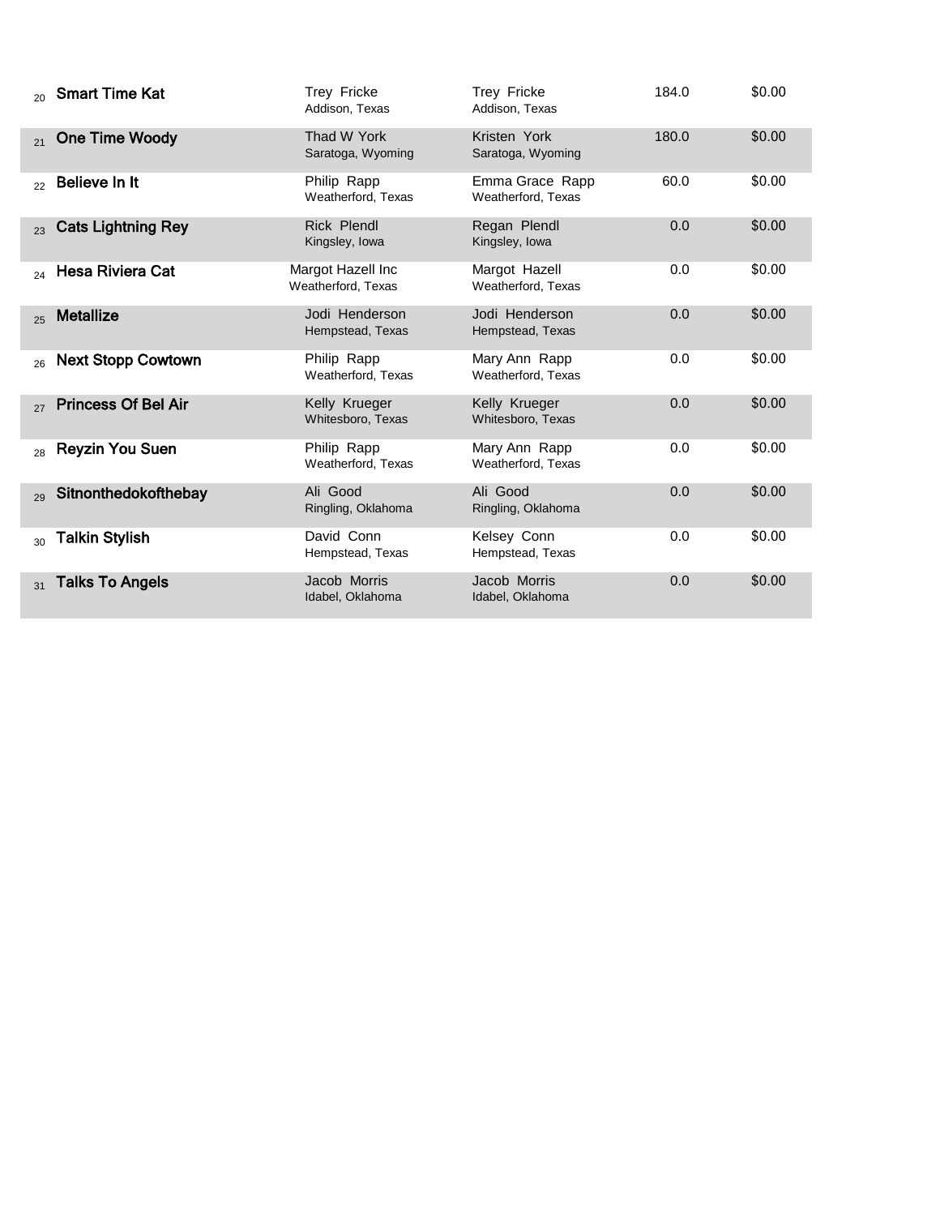| | | | | | |
|---|---|---|---|---|---|
| 20 | **Smart Time Kat** | Trey Fricke<br>Addison, Texas | Trey Fricke<br>Addison, Texas | 184.0 | $0.00 |
| 21 | **One Time Woody** | Thad W York<br>Saratoga, Wyoming | Kristen York<br>Saratoga, Wyoming | 180.0 | $0.00 |
| 22 | **Believe In It** | Philip Rapp<br>Weatherford, Texas | Emma Grace Rapp<br>Weatherford, Texas | 60.0 | $0.00 |
| 23 | **Cats Lightning Rey** | Rick Plendl<br>Kingsley, Iowa | Regan Plendl<br>Kingsley, Iowa | 0.0 | $0.00 |
| 24 | **Hesa Riviera Cat** | Margot Hazell Inc<br>Weatherford, Texas | Margot Hazell<br>Weatherford, Texas | 0.0 | $0.00 |
| 25 | **Metallize** | Jodi Henderson<br>Hempstead, Texas | Jodi Henderson<br>Hempstead, Texas | 0.0 | $0.00 |
| 26 | **Next Stopp Cowtown** | Philip Rapp<br>Weatherford, Texas | Mary Ann Rapp<br>Weatherford, Texas | 0.0 | $0.00 |
| 27 | **Princess Of Bel Air** | Kelly Krueger<br>Whitesboro, Texas | Kelly Krueger<br>Whitesboro, Texas | 0.0 | $0.00 |
| 28 | **Reyzin You Suen** | Philip Rapp<br>Weatherford, Texas | Mary Ann Rapp<br>Weatherford, Texas | 0.0 | $0.00 |
| 29 | **Sitnonthedokofthebay** | Ali Good<br>Ringling, Oklahoma | Ali Good<br>Ringling, Oklahoma | 0.0 | $0.00 |
| 30 | **Talkin Stylish** | David Conn<br>Hempstead, Texas | Kelsey Conn<br>Hempstead, Texas | 0.0 | $0.00 |
| 31 | **Talks To Angels** | Jacob Morris<br>Idabel, Oklahoma | Jacob Morris<br>Idabel, Oklahoma | 0.0 | $0.00 |